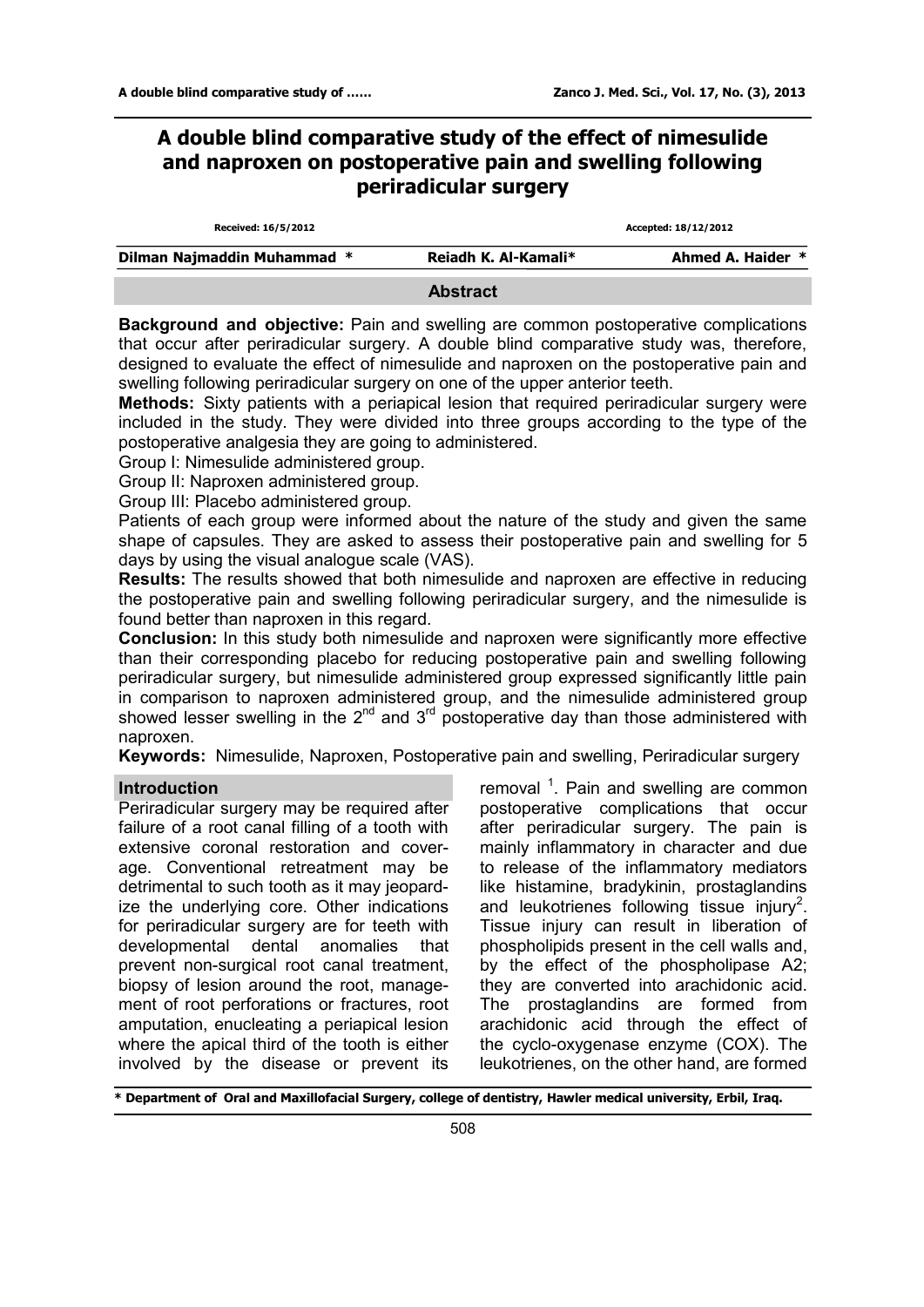# A double blind comparative study of the effect of nimesulide and naproxen on postoperative pain and swelling following periradicular surgery

Received: 16/5/2012 Accepted: 18/12/2012

**Dilman Najmaddin Muhammad** * **Reiadh K. Al-Kamali*** **Ahmed A. Haider** *

## Abstract

**Background and objective:** Pain and swelling are common postoperative complications that occur after periradicular surgery. A double blind comparative study was, therefore, designed to evaluate the effect of nimesulide and naproxen on the postoperative pain and swelling following periradicular surgery on one of the upper anterior teeth.

**Methods:** Sixty patients with a periapical lesion that required periradicular surgery were included in the study. They were divided into three groups according to the type of the postoperative analgesia they are going to administered.

Group I: Nimesulide administered group.

Group II: Naproxen administered group.

Group III: Placebo administered group.

Patients of each group were informed about the nature of the study and given the same shape of capsules. They are asked to assess their postoperative pain and swelling for 5 days by using the visual analogue scale (VAS).

**Results:** The results showed that both nimesulide and naproxen are effective in reducing the postoperative pain and swelling following periradicular surgery, and the nimesulide is found better than naproxen in this regard.

**Conclusion:** In this study both nimesulide and naproxen were significantly more effective than their corresponding placebo for reducing postoperative pain and swelling following periradicular surgery, but nimesulide administered group expressed significantly little pain in comparison to naproxen administered group, and the nimesulide administered group showed lesser swelling in the 2nd and 3rd postoperative day than those administered with naproxen.

**Keywords:** Nimesulide, Naproxen, Postoperative pain and swelling, Periradicular surgery

## Introduction

Periradicular surgery may be required after failure of a root canal filling of a tooth with extensive coronal restoration and coverage. Conventional retreatment may be detrimental to such tooth as it may jeopardize the underlying core. Other indications for periradicular surgery are for teeth with developmental dental anomalies that prevent non-surgical root canal treatment, biopsy of lesion around the root, management of root perforations or fractures, root amputation, enucleating a periapical lesion where the apical third of the tooth is either involved by the disease or prevent its removal [1]. Pain and swelling are common postoperative complications that occur after periradicular surgery. The pain is mainly inflammatory in character and due to release of the inflammatory mediators like histamine, bradykinin, prostaglandins and leukotrienes following tissue injury[2]. Tissue injury can result in liberation of phospholipids present in the cell walls and, by the effect of the phospholipase A2; they are converted into arachidonic acid. The prostaglandins are formed from arachidonic acid through the effect of the cyclo-oxygenase enzyme (COX). The leukotrienes, on the other hand, are formed

\* Department of Oral and Maxillofacial Surgery, college of dentistry, Hawler medical university, Erbil, Iraq.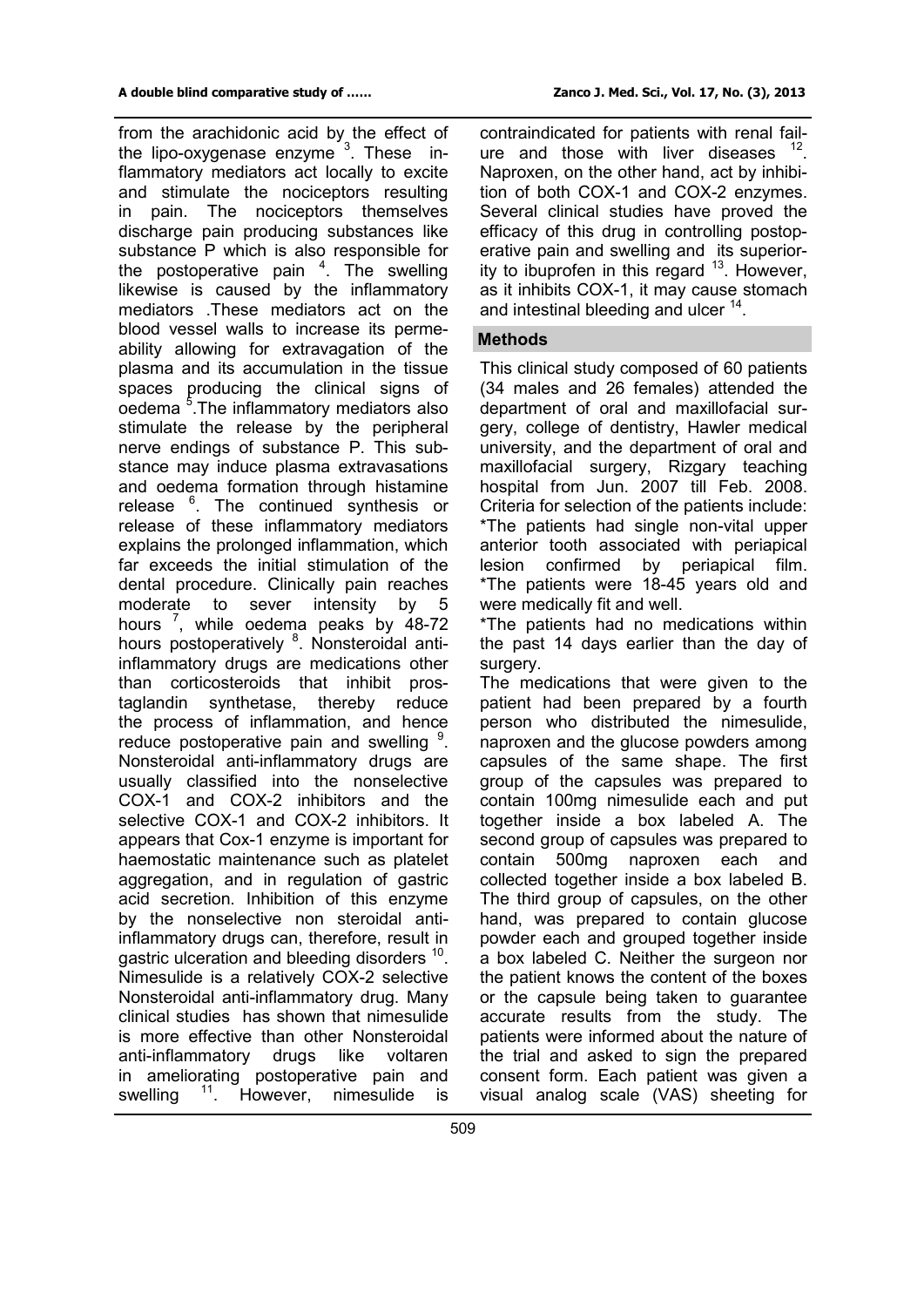from the arachidonic acid by the effect of the lipo-oxygenase enzyme [3]. These inflammatory mediators act locally to excite and stimulate the nociceptors resulting in pain. The nociceptors themselves discharge pain producing substances like substance P which is also responsible for the postoperative pain [4]. The swelling likewise is caused by the inflammatory mediators .These mediators act on the blood vessel walls to increase its permeability allowing for extravagation of the plasma and its accumulation in the tissue spaces producing the clinical signs of oedema [5].The inflammatory mediators also stimulate the release by the peripheral nerve endings of substance P. This substance may induce plasma extravasations and oedema formation through histamine release [6]. The continued synthesis or release of these inflammatory mediators explains the prolonged inflammation, which far exceeds the initial stimulation of the dental procedure. Clinically pain reaches moderate to sever intensity by 5 hours [7], while oedema peaks by 48-72 hours postoperatively [8]. Nonsteroidal anti-inflammatory drugs are medications other than corticosteroids that inhibit prostaglandin synthetase, thereby reduce the process of inflammation, and hence reduce postoperative pain and swelling [9]. Nonsteroidal anti-inflammatory drugs are usually classified into the nonselective COX-1 and COX-2 inhibitors and the selective COX-1 and COX-2 inhibitors. It appears that Cox-1 enzyme is important for haemostatic maintenance such as platelet aggregation, and in regulation of gastric acid secretion. Inhibition of this enzyme by the nonselective non steroidal anti-inflammatory drugs can, therefore, result in gastric ulceration and bleeding disorders [10]. Nimesulide is a relatively COX-2 selective Nonsteroidal anti-inflammatory drug. Many clinical studies has shown that nimesulide is more effective than other Nonsteroidal anti-inflammatory drugs like voltaren in ameliorating postoperative pain and swelling [11]. However, nimesulide is contraindicated for patients with renal failure and those with liver diseases [12]. Naproxen, on the other hand, act by inhibition of both COX-1 and COX-2 enzymes. Several clinical studies have proved the efficacy of this drug in controlling postoperative pain and swelling and its superiority to ibuprofen in this regard [13]. However, as it inhibits COX-1, it may cause stomach and intestinal bleeding and ulcer [14].

## Methods

This clinical study composed of 60 patients (34 males and 26 females) attended the department of oral and maxillofacial surgery, college of dentistry, Hawler medical university, and the department of oral and maxillofacial surgery, Rizgary teaching hospital from Jun. 2007 till Feb. 2008. Criteria for selection of the patients include:

*The patients had single non-vital upper anterior tooth associated with periapical lesion confirmed by periapical film.

*The patients were 18-45 years old and were medically fit and well.

*The patients had no medications within the past 14 days earlier than the day of surgery.

The medications that were given to the patient had been prepared by a fourth person who distributed the nimesulide, naproxen and the glucose powders among capsules of the same shape. The first group of the capsules was prepared to contain 100mg nimesulide each and put together inside a box labeled A. The second group of capsules was prepared to contain 500mg naproxen each and collected together inside a box labeled B. The third group of capsules, on the other hand, was prepared to contain glucose powder each and grouped together inside a box labeled C. Neither the surgeon nor the patient knows the content of the boxes or the capsule being taken to guarantee accurate results from the study. The patients were informed about the nature of the trial and asked to sign the prepared consent form. Each patient was given a visual analog scale (VAS) sheeting for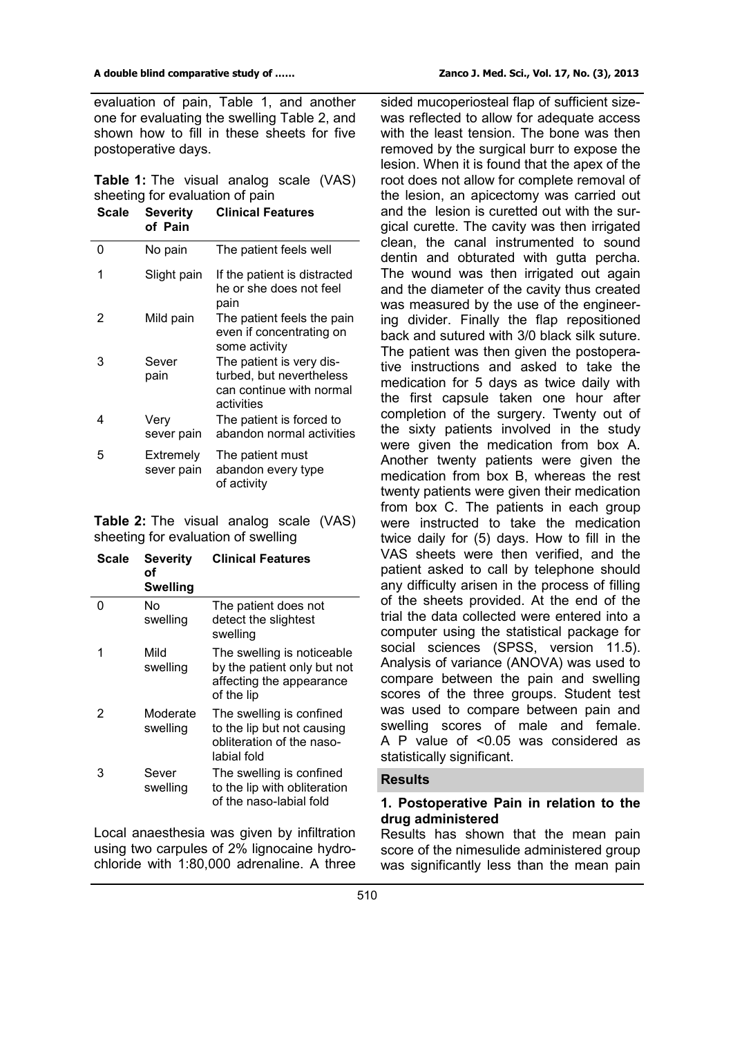evaluation of pain, Table 1, and another one for evaluating the swelling Table 2, and shown how to fill in these sheets for five postoperative days.

**Table 1:** The visual analog scale (VAS) sheeting for evaluation of pain

| Scale | Severity of Pain | Clinical Features |
|---|---|---|
| 0 | No pain | The patient feels well |
| 1 | Slight pain | If the patient is distracted he or she does not feel pain |
| 2 | Mild pain | The patient feels the pain even if concentrating on some activity |
| 3 | Sever pain | The patient is very disturbed, but nevertheless can continue with normal activities |
| 4 | Very sever pain | The patient is forced to abandon normal activities |
| 5 | Extremely sever pain | The patient must abandon every type of activity |

**Table 2:** The visual analog scale (VAS) sheeting for evaluation of swelling

| Scale | Severity of Swelling | Clinical Features |
|---|---|---|
| 0 | No swelling | The patient does not detect the slightest swelling |
| 1 | Mild swelling | The swelling is noticeable by the patient only but not affecting the appearance of the lip |
| 2 | Moderate swelling | The swelling is confined to the lip but not causing obliteration of the naso-labial fold |
| 3 | Sever swelling | The swelling is confined to the lip with obliteration of the naso-labial fold |

Local anaesthesia was given by infiltration using two carpules of 2% lignocaine hydrochloride with 1:80,000 adrenaline. A three sided mucoperiosteal flap of sufficient size was reflected to allow for adequate access with the least tension. The bone was then removed by the surgical burr to expose the lesion. When it is found that the apex of the root does not allow for complete removal of the lesion, an apicectomy was carried out and the lesion is curetted out with the surgical curette. The cavity was then irrigated clean, the canal instrumented to sound dentin and obturated with gutta percha. The wound was then irrigated out again and the diameter of the cavity thus created was measured by the use of the engineering divider. Finally the flap repositioned back and sutured with 3/0 black silk suture. The patient was then given the postoperative instructions and asked to take the medication for 5 days as twice daily with the first capsule taken one hour after completion of the surgery. Twenty out of the sixty patients involved in the study were given the medication from box A. Another twenty patients were given the medication from box B, whereas the rest twenty patients were given their medication from box C. The patients in each group were instructed to take the medication twice daily for (5) days. How to fill in the VAS sheets were then verified, and the patient asked to call by telephone should any difficulty arisen in the process of filling of the sheets provided. At the end of the trial the data collected were entered into a computer using the statistical package for social sciences (SPSS, version 11.5). Analysis of variance (ANOVA) was used to compare between the pain and swelling scores of the three groups. Student test was used to compare between pain and swelling scores of male and female. A P value of <0.05 was considered as statistically significant.

## Results

### 1. Postoperative Pain in relation to the drug administered

Results has shown that the mean pain score of the nimesulide administered group was significantly less than the mean pain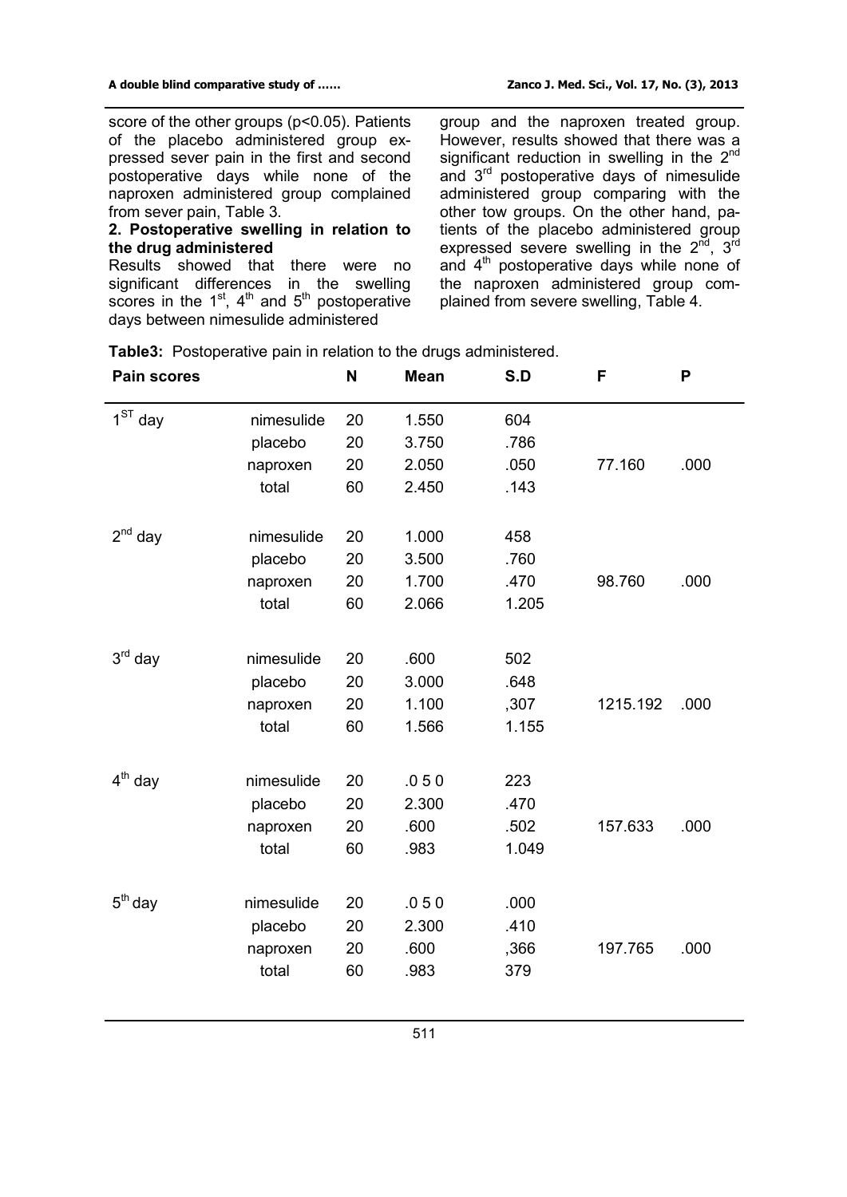score of the other groups ($p<0.05$). Patients of the placebo administered group expressed sever pain in the first and second postoperative days while none of the naproxen administered group complained from sever pain, Table 3.

**2. Postoperative swelling in relation to the drug administered**

Results showed that there were no significant differences in the swelling scores in the 1st, 4th and 5th postoperative days between nimesulide administered group and the naproxen treated group. However, results showed that there was a significant reduction in swelling in the 2nd and 3rd postoperative days of nimesulide administered group comparing with the other tow groups. On the other hand, patients of the placebo administered group expressed severe swelling in the 2nd, 3rd and 4th postoperative days while none of the naproxen administered group complained from severe swelling, Table 4.

**Table3:** Postoperative pain in relation to the drugs administered.

| Pain scores | | N | Mean | S.D | F | P |
|---|---|---|---|---|---|---|
| 1ST day | nimesulide | 20 | 1.550 | 604 | | |
| | placebo | 20 | 3.750 | .786 | | |
| | naproxen | 20 | 2.050 | .050 | 77.160 | .000 |
| | total | 60 | 2.450 | .143 | | |
| 2nd day | nimesulide | 20 | 1.000 | 458 | | |
| | placebo | 20 | 3.500 | .760 | | |
| | naproxen | 20 | 1.700 | .470 | 98.760 | .000 |
| | total | 60 | 2.066 | 1.205 | | |
| 3rd day | nimesulide | 20 | .600 | 502 | | |
| | placebo | 20 | 3.000 | .648 | | |
| | naproxen | 20 | 1.100 | ,307 | 1215.192 | .000 |
| | total | 60 | 1.566 | 1.155 | | |
| 4th day | nimesulide | 20 | .0 5 0 | 223 | | |
| | placebo | 20 | 2.300 | .470 | | |
| | naproxen | 20 | .600 | .502 | 157.633 | .000 |
| | total | 60 | .983 | 1.049 | | |
| 5th day | nimesulide | 20 | .0 5 0 | .000 | | |
| | placebo | 20 | 2.300 | .410 | | |
| | naproxen | 20 | .600 | ,366 | 197.765 | .000 |
| | total | 60 | .983 | 379 | | |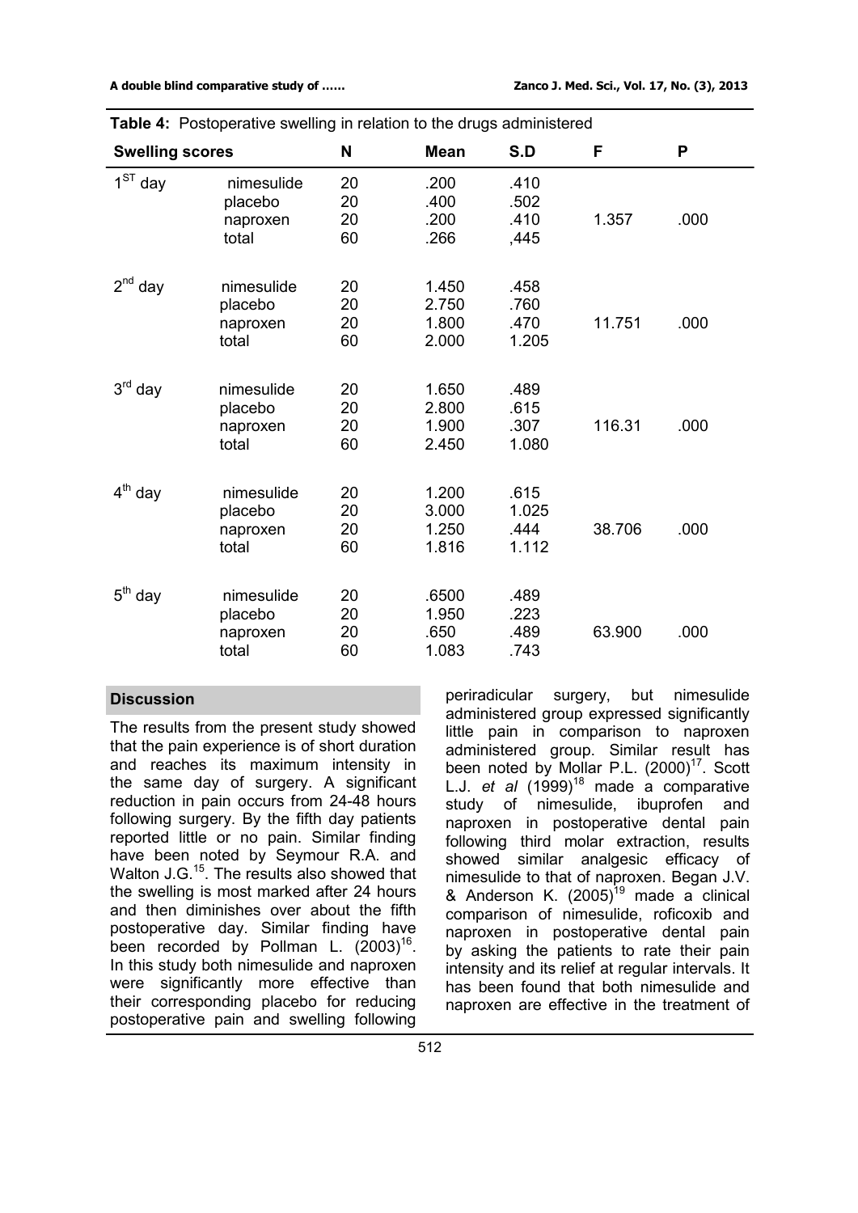**Table 4:** Postoperative swelling in relation to the drugs administered

| Swelling scores | | N | Mean | S.D | F | P |
|---|---|---|---|---|---|---|
| $1^{ST}$ day | nimesulide | 20 | .200 | .410 | | |
| | placebo | 20 | .400 | .502 | | |
| | naproxen | 20 | .200 | .410 | 1.357 | .000 |
| | total | 60 | .266 | ,445 | | |
| $2^{nd}$ day | nimesulide | 20 | 1.450 | .458 | | |
| | placebo | 20 | 2.750 | .760 | | |
| | naproxen | 20 | 1.800 | .470 | 11.751 | .000 |
| | total | 60 | 2.000 | 1.205 | | |
| $3^{rd}$ day | nimesulide | 20 | 1.650 | .489 | | |
| | placebo | 20 | 2.800 | .615 | | |
| | naproxen | 20 | 1.900 | .307 | 116.31 | .000 |
| | total | 60 | 2.450 | 1.080 | | |
| $4^{th}$ day | nimesulide | 20 | 1.200 | .615 | | |
| | placebo | 20 | 3.000 | 1.025 | | |
| | naproxen | 20 | 1.250 | .444 | 38.706 | .000 |
| | total | 60 | 1.816 | 1.112 | | |
| $5^{th}$ day | nimesulide | 20 | .6500 | .489 | | |
| | placebo | 20 | 1.950 | .223 | | |
| | naproxen | 20 | .650 | .489 | 63.900 | .000 |
| | total | 60 | 1.083 | .743 | | |

## Discussion

The results from the present study showed that the pain experience is of short duration and reaches its maximum intensity in the same day of surgery. A significant reduction in pain occurs from 24-48 hours following surgery. By the fifth day patients reported little or no pain. Similar finding have been noted by Seymour R.A. and Walton J.G.[15]. The results also showed that the swelling is most marked after 24 hours and then diminishes over about the fifth postoperative day. Similar finding have been recorded by Pollman L. (2003)[16]. In this study both nimesulide and naproxen were significantly more effective than their corresponding placebo for reducing postoperative pain and swelling following periradicular surgery, but nimesulide administered group expressed significantly little pain in comparison to naproxen administered group. Similar result has been noted by Mollar P.L. (2000)[17]. Scott L.J. *et al* (1999)[18] made a comparative study of nimesulide, ibuprofen and naproxen in postoperative dental pain following third molar extraction, results showed similar analgesic efficacy of nimesulide to that of naproxen. Began J.V. & Anderson K. (2005)[19] made a clinical comparison of nimesulide, roficoxib and naproxen in postoperative dental pain by asking the patients to rate their pain intensity and its relief at regular intervals. It has been found that both nimesulide and naproxen are effective in the treatment of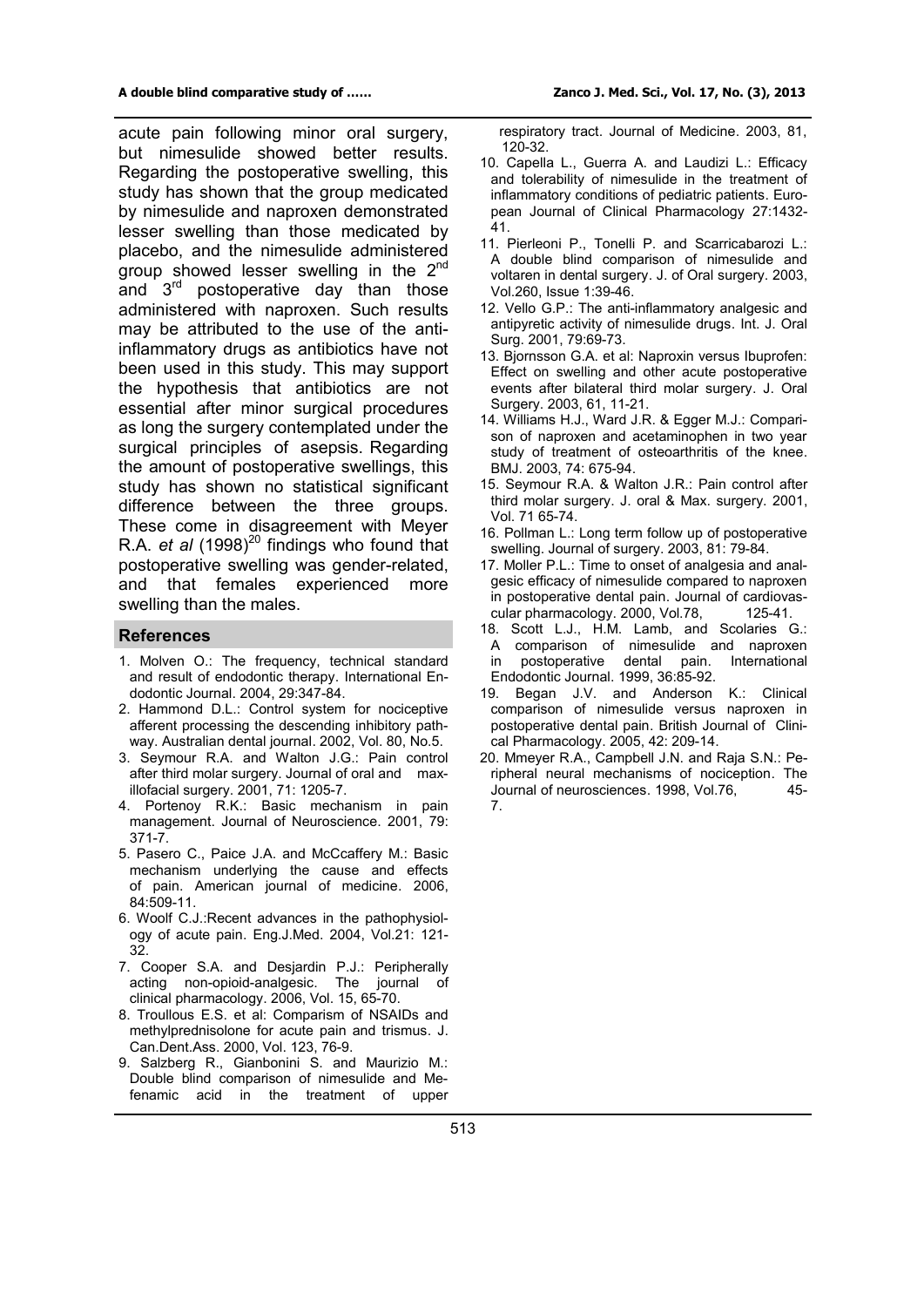acute pain following minor oral surgery, but nimesulide showed better results. Regarding the postoperative swelling, this study has shown that the group medicated by nimesulide and naproxen demonstrated lesser swelling than those medicated by placebo, and the nimesulide administered group showed lesser swelling in the 2nd and 3rd postoperative day than those administered with naproxen. Such results may be attributed to the use of the anti-inflammatory drugs as antibiotics have not been used in this study. This may support the hypothesis that antibiotics are not essential after minor surgical procedures as long the surgery contemplated under the surgical principles of asepsis. Regarding the amount of postoperative swellings, this study has shown no statistical significant difference between the three groups. These come in disagreement with Meyer R.A. *et al* (1998)[20] findings who found that postoperative swelling was gender-related, and that females experienced more swelling than the males.

## References

1. Molven O.: The frequency, technical standard and result of endodontic therapy. International Endodontic Journal. 2004, 29:347-84.
2. Hammond D.L.: Control system for nociceptive afferent processing the descending inhibitory pathway. Australian dental journal. 2002, Vol. 80, No.5.
3. Seymour R.A. and Walton J.G.: Pain control after third molar surgery. Journal of oral and maxillofacial surgery. 2001, 71: 1205-7.
4. Portenoy R.K.: Basic mechanism in pain management. Journal of Neuroscience. 2001, 79: 371-7.
5. Pasero C., Paice J.A. and McCcaffery M.: Basic mechanism underlying the cause and effects of pain. American journal of medicine. 2006, 84:509-11.
6. Woolf C.J.:Recent advances in the pathophysiology of acute pain. Eng.J.Med. 2004, Vol.21: 121-32.
7. Cooper S.A. and Desjardin P.J.: Peripherally acting non-opioid-analgesic. The journal of clinical pharmacology. 2006, Vol. 15, 65-70.
8. Troullous E.S. et al: Comparism of NSAIDs and methylprednisolone for acute pain and trismus. J. Can.Dent.Ass. 2000, Vol. 123, 76-9.
9. Salzberg R., Gianbonini S. and Maurizio M.: Double blind comparison of nimesulide and Mefenamic acid in the treatment of upper respiratory tract. Journal of Medicine. 2003, 81, 120-32.
10. Capella L., Guerra A. and Laudizi L.: Efficacy and tolerability of nimesulide in the treatment of inflammatory conditions of pediatric patients. European Journal of Clinical Pharmacology 27:1432-41.
11. Pierleoni P., Tonelli P. and Scarricabarozi L.: A double blind comparison of nimesulide and voltaren in dental surgery. J. of Oral surgery. 2003, Vol.260, Issue 1:39-46.
12. Vello G.P.: The anti-inflammatory analgesic and antipyretic activity of nimesulide drugs. Int. J. Oral Surg. 2001, 79:69-73.
13. Bjornsson G.A. et al: Naproxin versus Ibuprofen: Effect on swelling and other acute postoperative events after bilateral third molar surgery. J. Oral Surgery. 2003, 61, 11-21.
14. Williams H.J., Ward J.R. & Egger M.J.: Comparison of naproxen and acetaminophen in two year study of treatment of osteoarthritis of the knee. BMJ. 2003, 74: 675-94.
15. Seymour R.A. & Walton J.R.: Pain control after third molar surgery. J. oral & Max. surgery. 2001, Vol. 71 65-74.
16. Pollman L.: Long term follow up of postoperative swelling. Journal of surgery. 2003, 81: 79-84.
17. Moller P.L.: Time to onset of analgesia and analgesic efficacy of nimesulide compared to naproxen in postoperative dental pain. Journal of cardiovascular pharmacology. 2000, Vol.78, 125-41.
18. Scott L.J., H.M. Lamb, and Scolaries G.: A comparison of nimesulide and naproxen in postoperative dental pain. International Endodontic Journal. 1999, 36:85-92.
19. Began J.V. and Anderson K.: Clinical comparison of nimesulide versus naproxen in postoperative dental pain. British Journal of Clinical Pharmacology. 2005, 42: 209-14.
20. Mmeyer R.A., Campbell J.N. and Raja S.N.: Peripheral neural mechanisms of nociception. The Journal of neurosciences. 1998, Vol.76, 45-7.